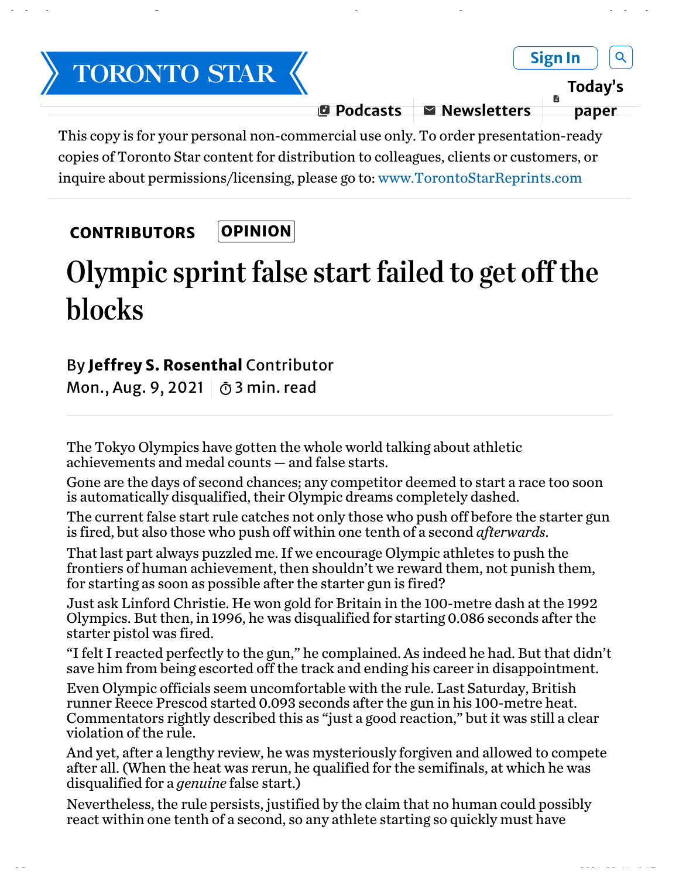This copy is for your personal non-commercial use only. To order presentation-ready copies of Toronto Star content for distribution to colleagues, clients or customers, or inquire about permissions/licensing, please go to: www.TorontoStarReprints.com

CONTRIBUTORS **OPINION**

# Olympic sprint false start failed to get off the blocks

By **Jeffrey S. Rosenthal** Contributor
Mon., Aug. 9, 2021 3 min. read

The Tokyo Olympics have gotten the whole world talking about athletic achievements and medal counts — and false starts.

Gone are the days of second chances; any competitor deemed to start a race too soon is automatically disqualified, their Olympic dreams completely dashed.

The current false start rule catches not only those who push off before the starter gun is fired, but also those who push off within one tenth of a second *afterwards*.

That last part always puzzled me. If we encourage Olympic athletes to push the frontiers of human achievement, then shouldn't we reward them, not punish them, for starting as soon as possible after the starter gun is fired?

Just ask Linford Christie. He won gold for Britain in the 100-metre dash at the 1992 Olympics. But then, in 1996, he was disqualified for starting 0.086 seconds after the starter pistol was fired.

"I felt I reacted perfectly to the gun," he complained. As indeed he had. But that didn't save him from being escorted off the track and ending his career in disappointment.

Even Olympic officials seem uncomfortable with the rule. Last Saturday, British runner Reece Prescod started 0.093 seconds after the gun in his 100-metre heat. Commentators rightly described this as "just a good reaction," but it was still a clear violation of the rule.

And yet, after a lengthy review, he was mysteriously forgiven and allowed to compete after all. (When the heat was rerun, he qualified for the semifinals, at which he was disqualified for a *genuine* false start.)

Nevertheless, the rule persists, justified by the claim that no human could possibly react within one tenth of a second, so any athlete starting so quickly must have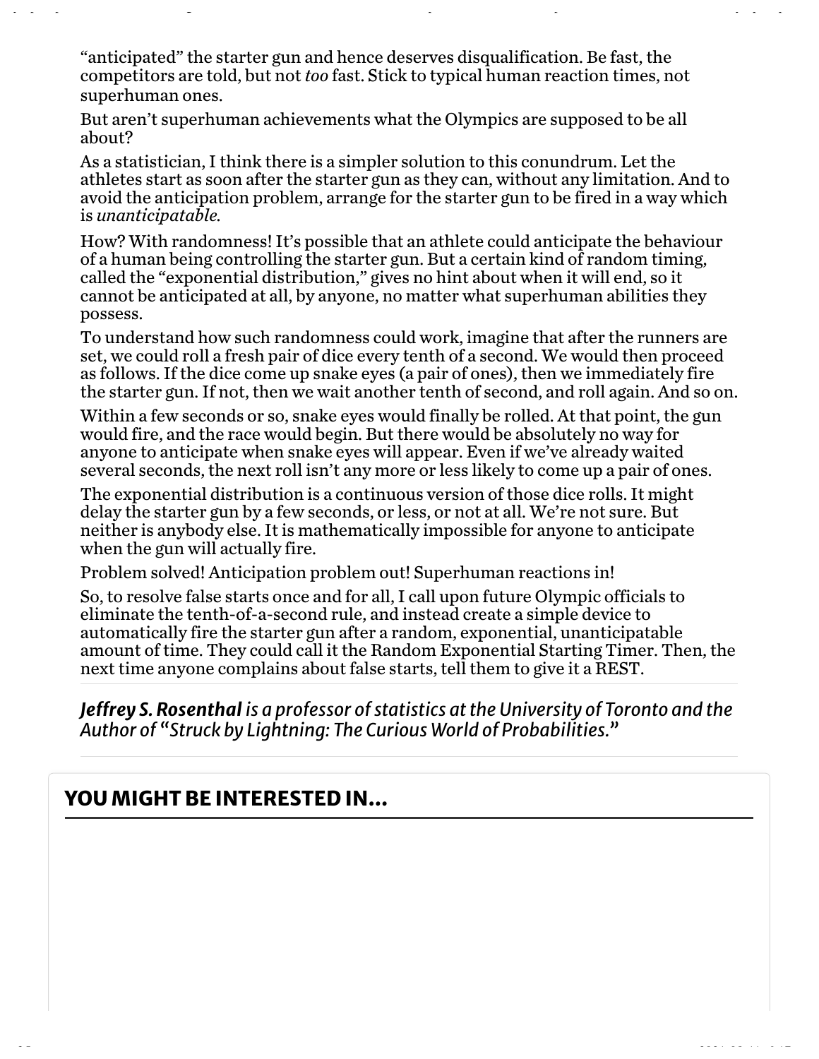"anticipated" the starter gun and hence deserves disqualification. Be fast, the competitors are told, but not *too* fast. Stick to typical human reaction times, not superhuman ones.

But aren't superhuman achievements what the Olympics are supposed to be all about?

As a statistician, I think there is a simpler solution to this conundrum. Let the athletes start as soon after the starter gun as they can, without any limitation. And to avoid the anticipation problem, arrange for the starter gun to be fired in a way which is *unanticipatable*.

How? With randomness! It's possible that an athlete could anticipate the behaviour of a human being controlling the starter gun. But a certain kind of random timing, called the "exponential distribution," gives no hint about when it will end, so it cannot be anticipated at all, by anyone, no matter what superhuman abilities they possess.

To understand how such randomness could work, imagine that after the runners are set, we could roll a fresh pair of dice every tenth of a second. We would then proceed as follows. If the dice come up snake eyes (a pair of ones), then we immediately fire the starter gun. If not, then we wait another tenth of second, and roll again. And so on.

Within a few seconds or so, snake eyes would finally be rolled. At that point, the gun would fire, and the race would begin. But there would be absolutely no way for anyone to anticipate when snake eyes will appear. Even if we've already waited several seconds, the next roll isn't any more or less likely to come up a pair of ones.

The exponential distribution is a continuous version of those dice rolls. It might delay the starter gun by a few seconds, or less, or not at all. We're not sure. But neither is anybody else. It is mathematically impossible for anyone to anticipate when the gun will actually fire.

Problem solved! Anticipation problem out! Superhuman reactions in!

So, to resolve false starts once and for all, I call upon future Olympic officials to eliminate the tenth-of-a-second rule, and instead create a simple device to automatically fire the starter gun after a random, exponential, unanticipatable amount of time. They could call it the Random Exponential Starting Timer. Then, the next time anyone complains about false starts, tell them to give it a REST.

***Jeffrey S. Rosenthal** is a professor of statistics at the University of Toronto and the Author of "Struck by Lightning: The Curious World of Probabilities."*

## YOU MIGHT BE INTERESTED IN...